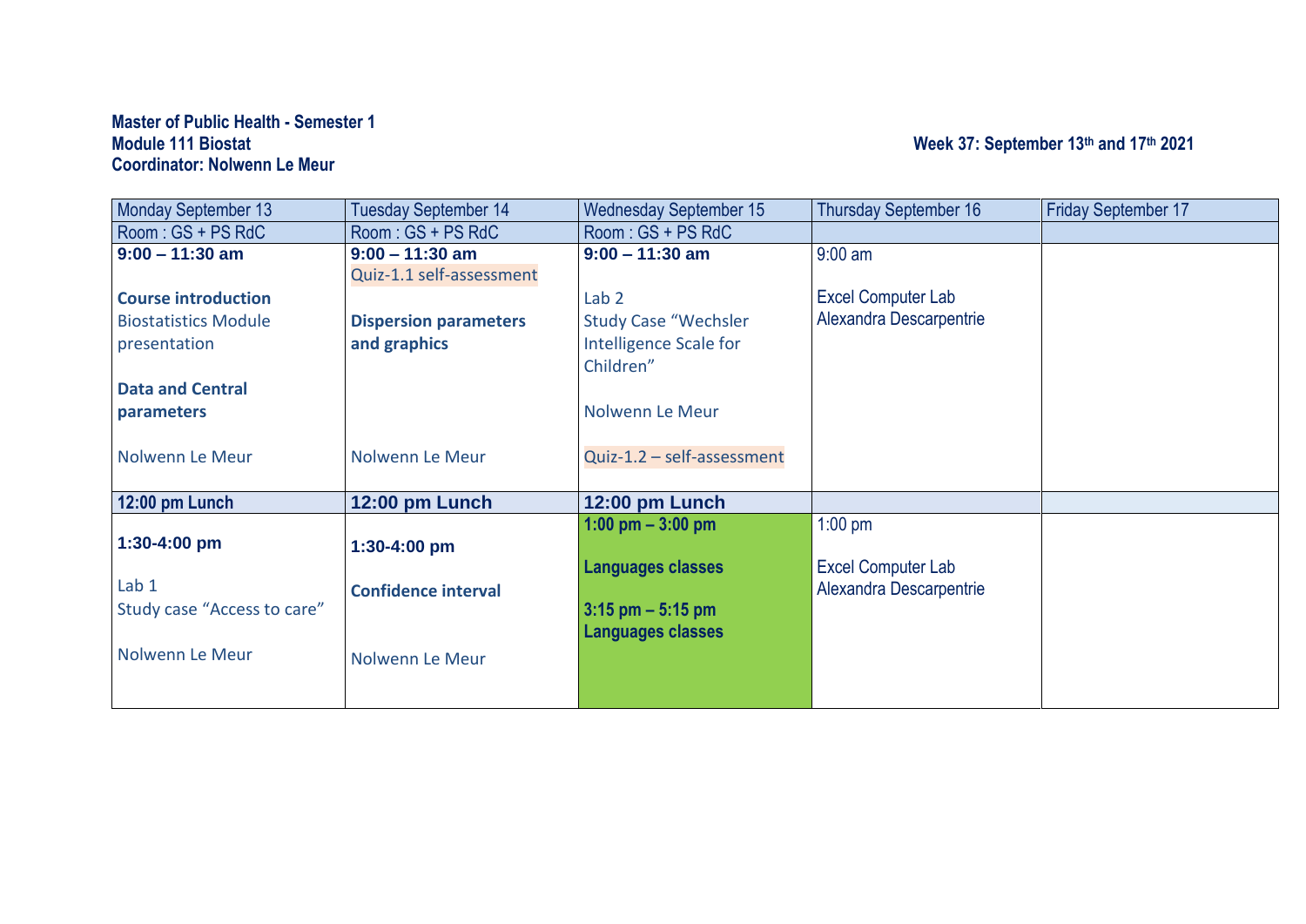**Master of Public Health - Semester 1**
**Module 111 Biostat**
**Coordinator: Nolwenn Le Meur**

**Week 37: September 13th and 17th 2021**

| Monday September 13 | Tuesday September 14 | Wednesday September 15 | Thursday September 16 | Friday September 17 |
|---|---|---|---|---|
| Room : GS + PS RdC | Room : GS + PS RdC | Room : GS + PS RdC | | |
| **9:00 – 11:30 am**<br><br>**Course introduction**<br>Biostatistics Module presentation<br><br>**Data and Central parameters**<br><br>Nolwenn Le Meur | **9:00 – 11:30 am**<br>Quiz-1.1 self-assessment<br><br>**Dispersion parameters and graphics**<br><br>Nolwenn Le Meur | **9:00 – 11:30 am**<br><br>Lab 2<br>Study Case “Wechsler Intelligence Scale for Children”<br><br>Nolwenn Le Meur<br><br>Quiz-1.2 – self-assessment | 9:00 am<br><br>Excel Computer Lab<br>Alexandra Descarpentrie | |
| **12:00 pm Lunch** | **12:00 pm Lunch** | **12:00 pm Lunch** | | |
| **1:30-4:00 pm**<br><br>Lab 1<br>Study case “Access to care”<br><br>Nolwenn Le Meur | **1:30-4:00 pm**<br><br>**Confidence interval**<br><br>Nolwenn Le Meur | **1:00 pm – 3:00 pm**<br><br>**Languages classes**<br><br>**3:15 pm – 5:15 pm**<br>**Languages classes** | 1:00 pm<br><br>Excel Computer Lab<br>Alexandra Descarpentrie | |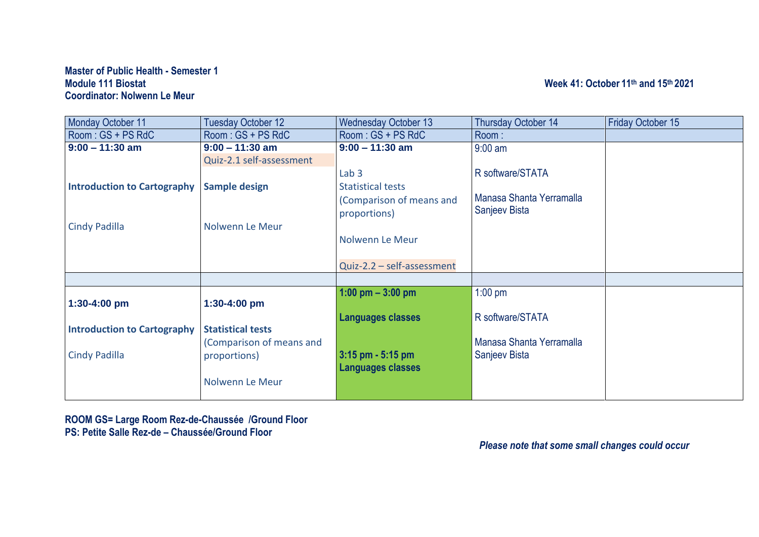**Master of Public Health - Semester 1**
**Module 111 Biostat**
**Coordinator: Nolwenn Le Meur**

**Week 41: October 11th and 15th 2021**

| Monday October 11 | Tuesday October 12 | Wednesday October 13 | Thursday October 14 | Friday October 15 |
|---|---|---|---|---|
| Room : GS + PS RdC | Room : GS + PS RdC | Room : GS + PS RdC | Room : | |
| **9:00 – 11:30 am**<br><br>**Introduction to Cartography**<br><br>Cindy Padilla | **9:00 – 11:30 am**<br>Quiz-2.1 self-assessment<br><br>**Sample design**<br><br>Nolwenn Le Meur | **9:00 – 11:30 am**<br><br>Lab 3<br>Statistical tests<br>(Comparison of means and proportions)<br><br>Nolwenn Le Meur<br><br>Quiz-2.2 – self-assessment | 9:00 am<br><br>R software/STATA<br><br>Manasa Shanta Yerramalla<br>Sanjeev Bista | |
| | | | | |
| **1:30-4:00 pm**<br><br>**Introduction to Cartography**<br><br>Cindy Padilla | **1:30-4:00 pm**<br><br>**Statistical tests**<br>(Comparison of means and proportions)<br><br>Nolwenn Le Meur | **1:00 pm – 3:00 pm**<br><br>**Languages classes**<br><br>**3:15 pm - 5:15 pm**<br>**Languages classes** | 1:00 pm<br><br>R software/STATA<br><br>Manasa Shanta Yerramalla<br>Sanjeev Bista | |

**ROOM GS= Large Room Rez-de-Chaussée /Ground Floor**
**PS: Petite Salle Rez-de – Chaussée/Ground Floor**

***Please note that some small changes could occur***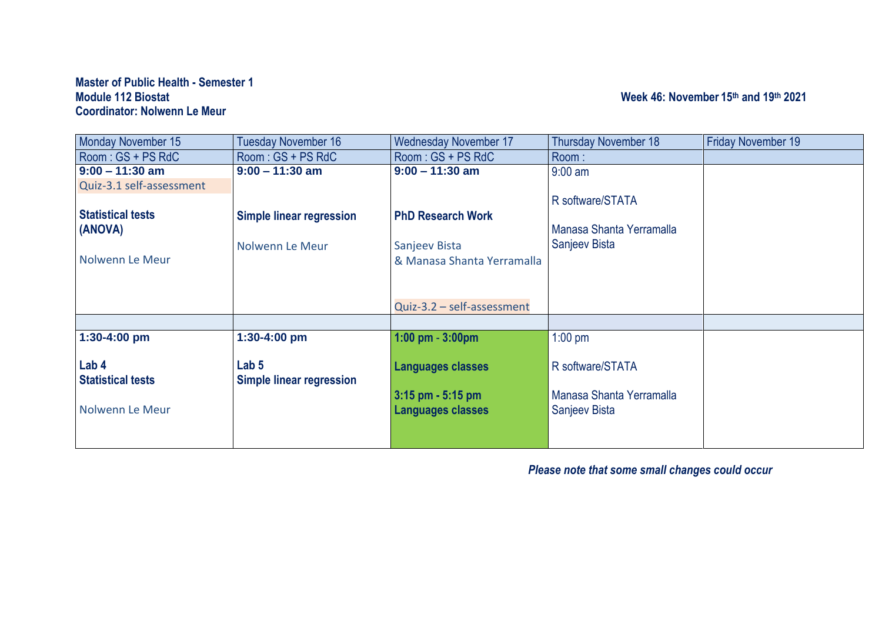**Master of Public Health - Semester 1**
**Module 112 Biostat**
**Coordinator: Nolwenn Le Meur**

**Week 46: November 15th and 19th 2021**

| Monday November 15 | Tuesday November 16 | Wednesday November 17 | Thursday November 18 | Friday November 19 |
|---|---|---|---|---|
| Room : GS + PS RdC | Room : GS + PS RdC | Room : GS + PS RdC | Room : | |
| **9:00 – 11:30 am**<br>Quiz-3.1 self-assessment<br><br>**Statistical tests (ANOVA)**<br><br>Nolwenn Le Meur | **9:00 – 11:30 am**<br><br>**Simple linear regression**<br><br>Nolwenn Le Meur | **9:00 – 11:30 am**<br><br>**PhD Research Work**<br><br>Sanjeev Bista<br>& Manasa Shanta Yerramalla<br><br>Quiz-3.2 – self-assessment | 9:00 am<br><br>R software/STATA<br><br>Manasa Shanta Yerramalla<br>Sanjeev Bista | |
| | | | | |
| **1:30-4:00 pm**<br><br>**Lab 4**<br>**Statistical tests**<br><br>Nolwenn Le Meur | **1:30-4:00 pm**<br><br>**Lab 5**<br>**Simple linear regression** | **1:00 pm - 3:00pm**<br><br>**Languages classes**<br><br>**3:15 pm - 5:15 pm**<br>**Languages classes** | 1:00 pm<br><br>R software/STATA<br><br>Manasa Shanta Yerramalla<br>Sanjeev Bista | |

***Please note that some small changes could occur***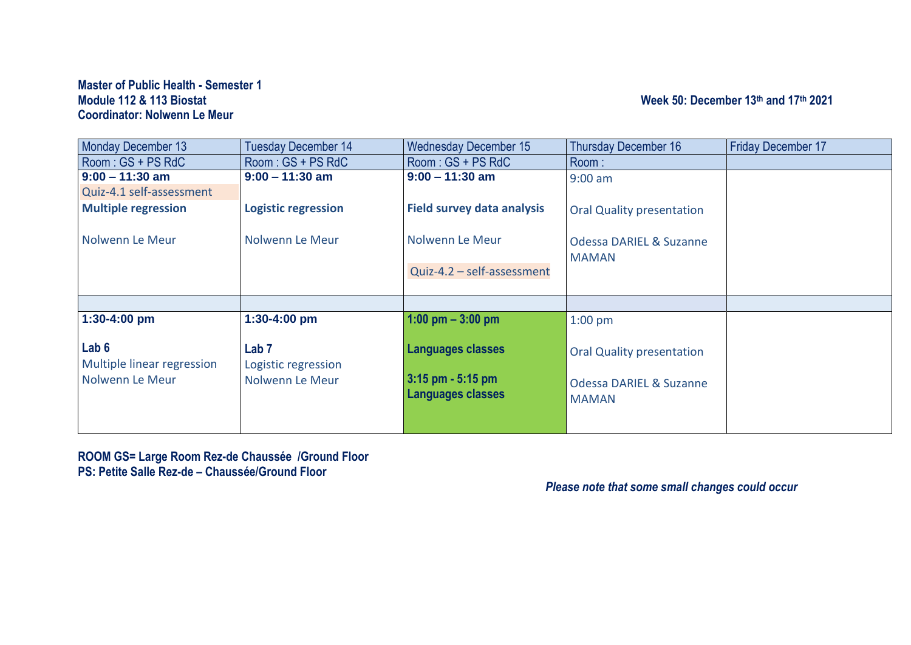**Master of Public Health - Semester 1**
**Module 112 & 113 Biostat**
**Coordinator: Nolwenn Le Meur**

**Week 50: December 13th and 17th 2021**

| Monday December 13 | Tuesday December 14 | Wednesday December 15 | Thursday December 16 | Friday December 17 |
|---|---|---|---|---|
| Room : GS + PS RdC | Room : GS + PS RdC | Room : GS + PS RdC | Room : | |
| **9:00 – 11:30 am**<br>Quiz-4.1 self-assessment<br>**Multiple regression**<br><br>Nolwenn Le Meur | **9:00 – 11:30 am**<br><br>**Logistic regression**<br><br>Nolwenn Le Meur | **9:00 – 11:30 am**<br><br>**Field survey data analysis**<br><br>Nolwenn Le Meur<br><br>Quiz-4.2 – self-assessment | 9:00 am<br><br>Oral Quality presentation<br><br>Odessa DARIEL & Suzanne MAMAN | |
| | | | | |
| **1:30-4:00 pm**<br><br>**Lab 6**<br>Multiple linear regression<br>Nolwenn Le Meur | **1:30-4:00 pm**<br><br>**Lab 7**<br>Logistic regression<br>Nolwenn Le Meur | **1:00 pm – 3:00 pm**<br><br>**Languages classes**<br><br>**3:15 pm - 5:15 pm**<br>**Languages classes** | 1:00 pm<br><br>Oral Quality presentation<br><br>Odessa DARIEL & Suzanne MAMAN | |

**ROOM GS= Large Room Rez-de Chaussée /Ground Floor**
**PS: Petite Salle Rez-de – Chaussée/Ground Floor**

***Please note that some small changes could occur***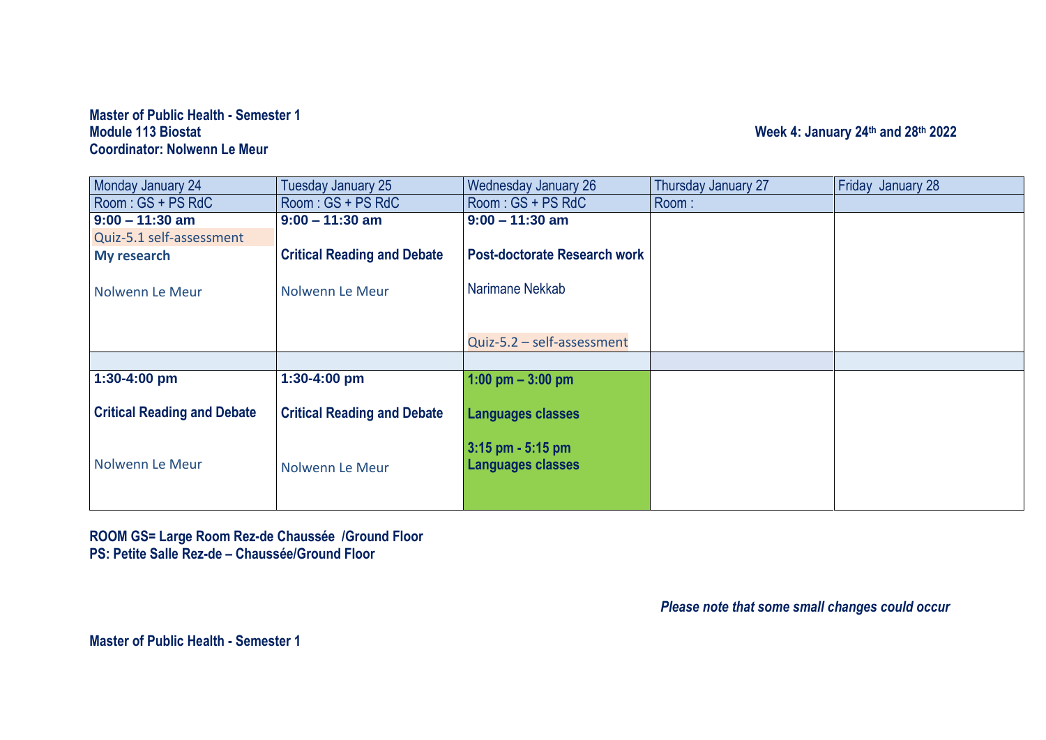**Master of Public Health - Semester 1**
**Module 113 Biostat**
**Coordinator: Nolwenn Le Meur**

**Week 4: January 24th and 28th 2022**

| Monday January 24 | Tuesday January 25 | Wednesday January 26 | Thursday January 27 | Friday January 28 |
|---|---|---|---|---|
| Room : GS + PS RdC | Room : GS + PS RdC | Room : GS + PS RdC | Room : | |
| **9:00 – 11:30 am**<br>Quiz-5.1 self-assessment<br>**My research**<br><br>Nolwenn Le Meur | **9:00 – 11:30 am**<br><br>**Critical Reading and Debate**<br><br>Nolwenn Le Meur | **9:00 – 11:30 am**<br><br>**Post-doctorate Research work**<br><br>Narimane Nekkab<br><br>Quiz-5.2 – self-assessment | | |
| | | | | |
| **1:30-4:00 pm**<br><br>**Critical Reading and Debate**<br><br>Nolwenn Le Meur | **1:30-4:00 pm**<br><br>**Critical Reading and Debate**<br><br>Nolwenn Le Meur | **1:00 pm – 3:00 pm**<br><br>**Languages classes**<br><br>**3:15 pm - 5:15 pm**<br>**Languages classes** | | |

**ROOM GS= Large Room Rez-de Chaussée /Ground Floor**
**PS: Petite Salle Rez-de – Chaussée/Ground Floor**

***Please note that some small changes could occur***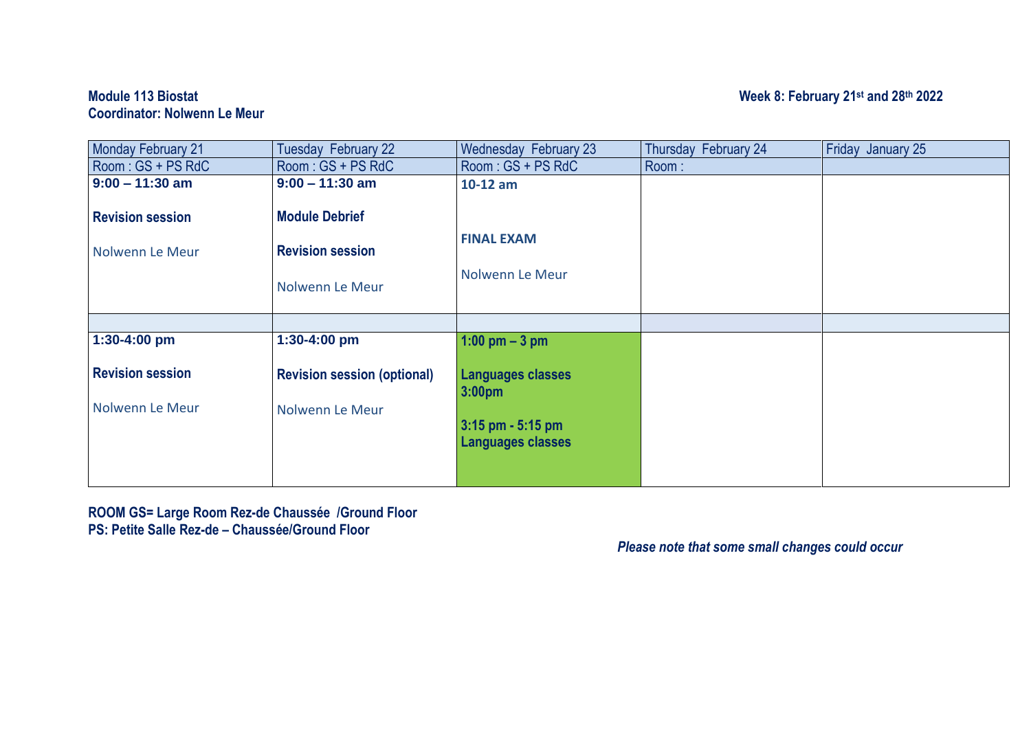**Module 113 Biostat**
**Coordinator: Nolwenn Le Meur**

**Week 8: February 21st and 28th 2022**

| Monday February 21 | Tuesday February 22 | Wednesday February 23 | Thursday February 24 | Friday January 25 |
|---|---|---|---|---|
| Room : GS + PS RdC | Room : GS + PS RdC | Room : GS + PS RdC | Room : | |
| **9:00 – 11:30 am**<br><br>**Revision session**<br><br>Nolwenn Le Meur | **9:00 – 11:30 am**<br><br>**Module Debrief**<br><br>**Revision session**<br><br>Nolwenn Le Meur | **10-12 am**<br><br>**FINAL EXAM**<br><br>Nolwenn Le Meur | | |
| | | | | |
| **1:30-4:00 pm**<br><br>**Revision session**<br><br>Nolwenn Le Meur | **1:30-4:00 pm**<br><br>**Revision session (optional)**<br><br>Nolwenn Le Meur | **1:00 pm – 3 pm**<br><br>**Languages classes 3:00pm**<br><br>**3:15 pm - 5:15 pm**<br>**Languages classes** | | |

**ROOM GS= Large Room Rez-de Chaussée /Ground Floor**
**PS: Petite Salle Rez-de – Chaussée/Ground Floor**

***Please note that some small changes could occur***